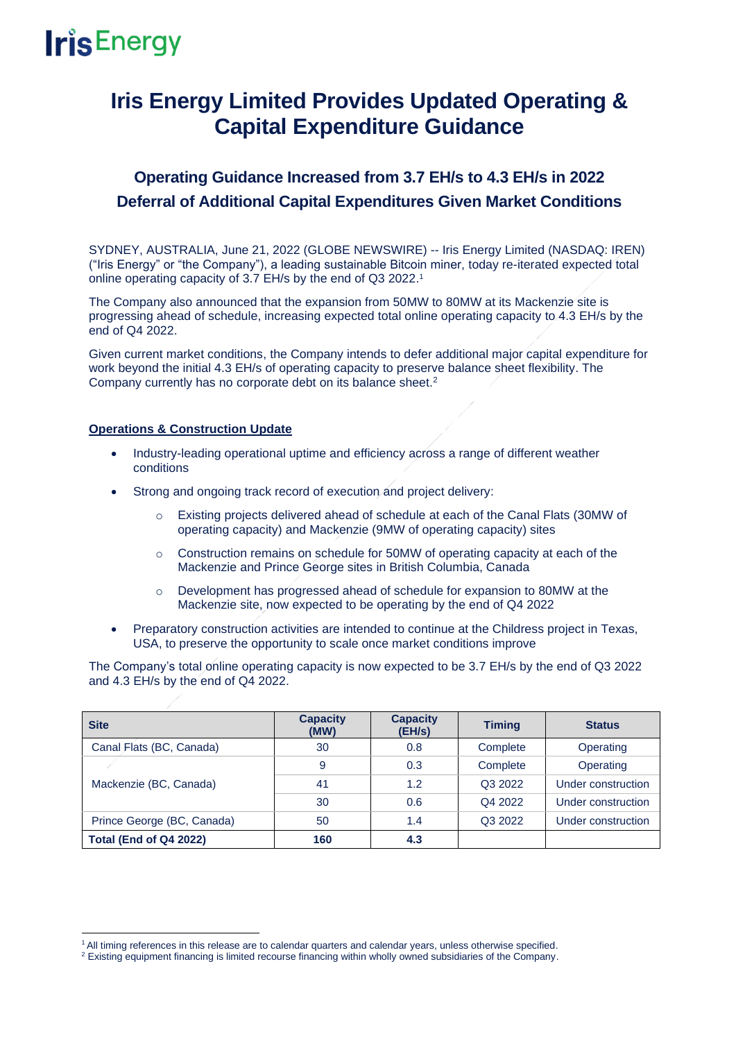# Iris Energy Limited Provides Updated Operating & Capital Expenditure Guidance

## Operating Guidance Increased from 3.7 EH/s to 4.3 EH/s in 2022

## Deferral of Additional Capital Expenditures Given Market Conditions

SYDNEY, AUSTRALIA, June 21, 2022 (GLOBE NEWSWIRE) -- Iris Energy Limited (NASDAQ: IREN) ("Iris Energy" or "the Company"), a leading sustainable Bitcoin miner, today re-iterated expected total online operating capacity of 3.7 EH/s by the end of Q3 2022.[1]

The Company also announced that the expansion from 50MW to 80MW at its Mackenzie site is progressing ahead of schedule, increasing expected total online operating capacity to 4.3 EH/s by the end of Q4 2022.

Given current market conditions, the Company intends to defer additional major capital expenditure for work beyond the initial 4.3 EH/s of operating capacity to preserve balance sheet flexibility. The Company currently has no corporate debt on its balance sheet.[2]

**Operations & Construction Update**

- Industry-leading operational uptime and efficiency across a range of different weather conditions
- Strong and ongoing track record of execution and project delivery:
  - Existing projects delivered ahead of schedule at each of the Canal Flats (30MW of operating capacity) and Mackenzie (9MW of operating capacity) sites
  - Construction remains on schedule for 50MW of operating capacity at each of the Mackenzie and Prince George sites in British Columbia, Canada
  - Development has progressed ahead of schedule for expansion to 80MW at the Mackenzie site, now expected to be operating by the end of Q4 2022
- Preparatory construction activities are intended to continue at the Childress project in Texas, USA, to preserve the opportunity to scale once market conditions improve

The Company's total online operating capacity is now expected to be 3.7 EH/s by the end of Q3 2022 and 4.3 EH/s by the end of Q4 2022.

| Site | Capacity (MW) | Capacity (EH/s) | Timing | Status |
|---|---|---|---|---|
| Canal Flats (BC, Canada) | 30 | 0.8 | Complete | Operating |
| Mackenzie (BC, Canada) | 9 | 0.3 | Complete | Operating |
| | 41 | 1.2 | Q3 2022 | Under construction |
| | 30 | 0.6 | Q4 2022 | Under construction |
| Prince George (BC, Canada) | 50 | 1.4 | Q3 2022 | Under construction |
| **Total (End of Q4 2022)** | **160** | **4.3** | | |

[1] All timing references in this release are to calendar quarters and calendar years, unless otherwise specified.

[2] Existing equipment financing is limited recourse financing within wholly owned subsidiaries of the Company.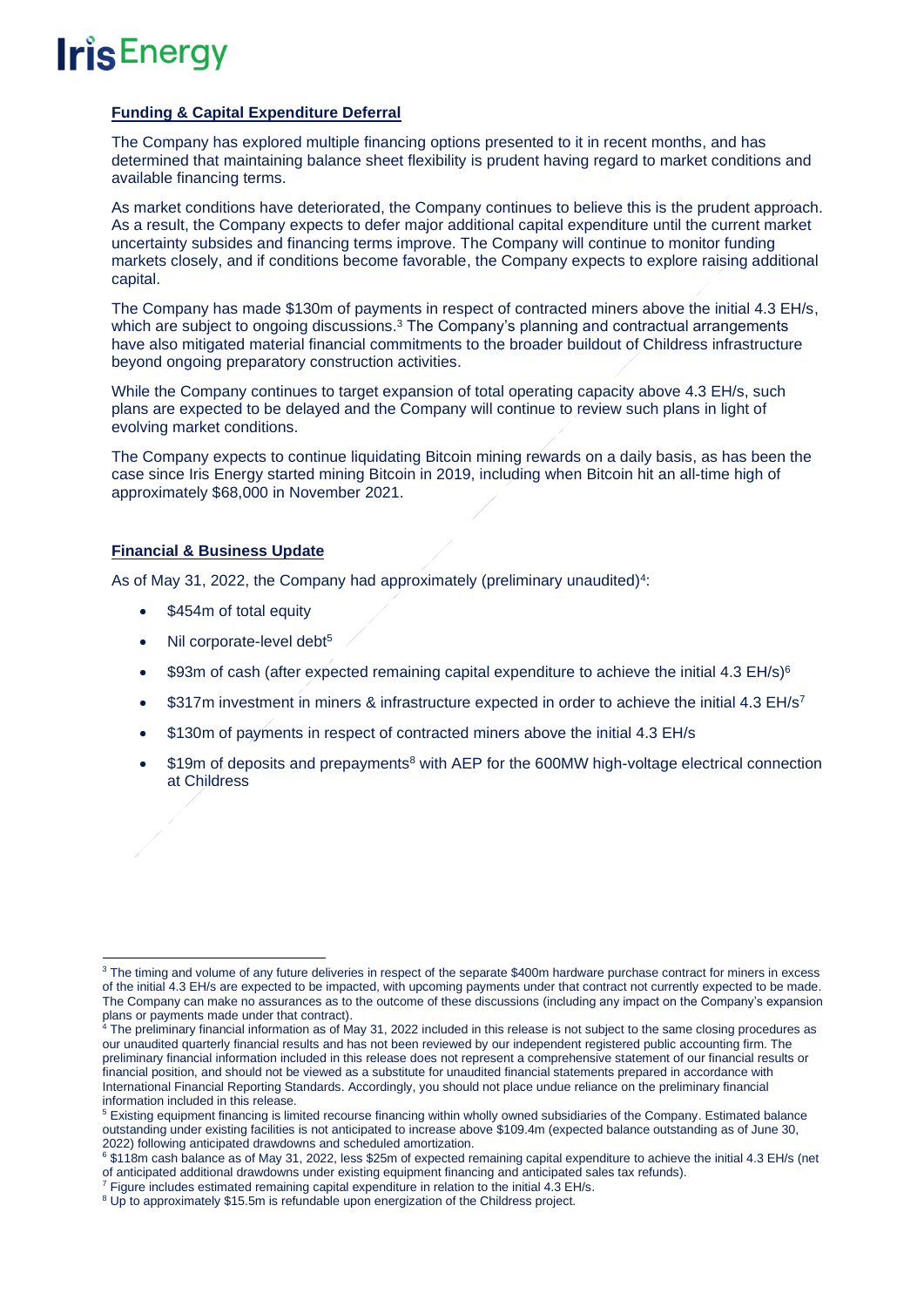### Funding & Capital Expenditure Deferral

The Company has explored multiple financing options presented to it in recent months, and has determined that maintaining balance sheet flexibility is prudent having regard to market conditions and available financing terms.

As market conditions have deteriorated, the Company continues to believe this is the prudent approach. As a result, the Company expects to defer major additional capital expenditure until the current market uncertainty subsides and financing terms improve. The Company will continue to monitor funding markets closely, and if conditions become favorable, the Company expects to explore raising additional capital.

The Company has made $130m of payments in respect of contracted miners above the initial 4.3 EH/s, which are subject to ongoing discussions.[3] The Company's planning and contractual arrangements have also mitigated material financial commitments to the broader buildout of Childress infrastructure beyond ongoing preparatory construction activities.

While the Company continues to target expansion of total operating capacity above 4.3 EH/s, such plans are expected to be delayed and the Company will continue to review such plans in light of evolving market conditions.

The Company expects to continue liquidating Bitcoin mining rewards on a daily basis, as has been the case since Iris Energy started mining Bitcoin in 2019, including when Bitcoin hit an all-time high of approximately $68,000 in November 2021.

### Financial & Business Update

As of May 31, 2022, the Company had approximately (preliminary unaudited)[4]:

- $454m of total equity
- Nil corporate-level debt[5]
- $93m of cash (after expected remaining capital expenditure to achieve the initial 4.3 EH/s)[6]
- $317m investment in miners & infrastructure expected in order to achieve the initial 4.3 EH/s[7]
- $130m of payments in respect of contracted miners above the initial 4.3 EH/s
- $19m of deposits and prepayments[8] with AEP for the 600MW high-voltage electrical connection at Childress

---

[3] The timing and volume of any future deliveries in respect of the separate $400m hardware purchase contract for miners in excess of the initial 4.3 EH/s are expected to be impacted, with upcoming payments under that contract not currently expected to be made. The Company can make no assurances as to the outcome of these discussions (including any impact on the Company's expansion plans or payments made under that contract).

[4] The preliminary financial information as of May 31, 2022 included in this release is not subject to the same closing procedures as our unaudited quarterly financial results and has not been reviewed by our independent registered public accounting firm. The preliminary financial information included in this release does not represent a comprehensive statement of our financial results or financial position, and should not be viewed as a substitute for unaudited financial statements prepared in accordance with International Financial Reporting Standards. Accordingly, you should not place undue reliance on the preliminary financial information included in this release.

[5] Existing equipment financing is limited recourse financing within wholly owned subsidiaries of the Company. Estimated balance outstanding under existing facilities is not anticipated to increase above $109.4m (expected balance outstanding as of June 30, 2022) following anticipated drawdowns and scheduled amortization.

[6] $118m cash balance as of May 31, 2022, less $25m of expected remaining capital expenditure to achieve the initial 4.3 EH/s (net of anticipated additional drawdowns under existing equipment financing and anticipated sales tax refunds).

[7] Figure includes estimated remaining capital expenditure in relation to the initial 4.3 EH/s.

[8] Up to approximately $15.5m is refundable upon energization of the Childress project.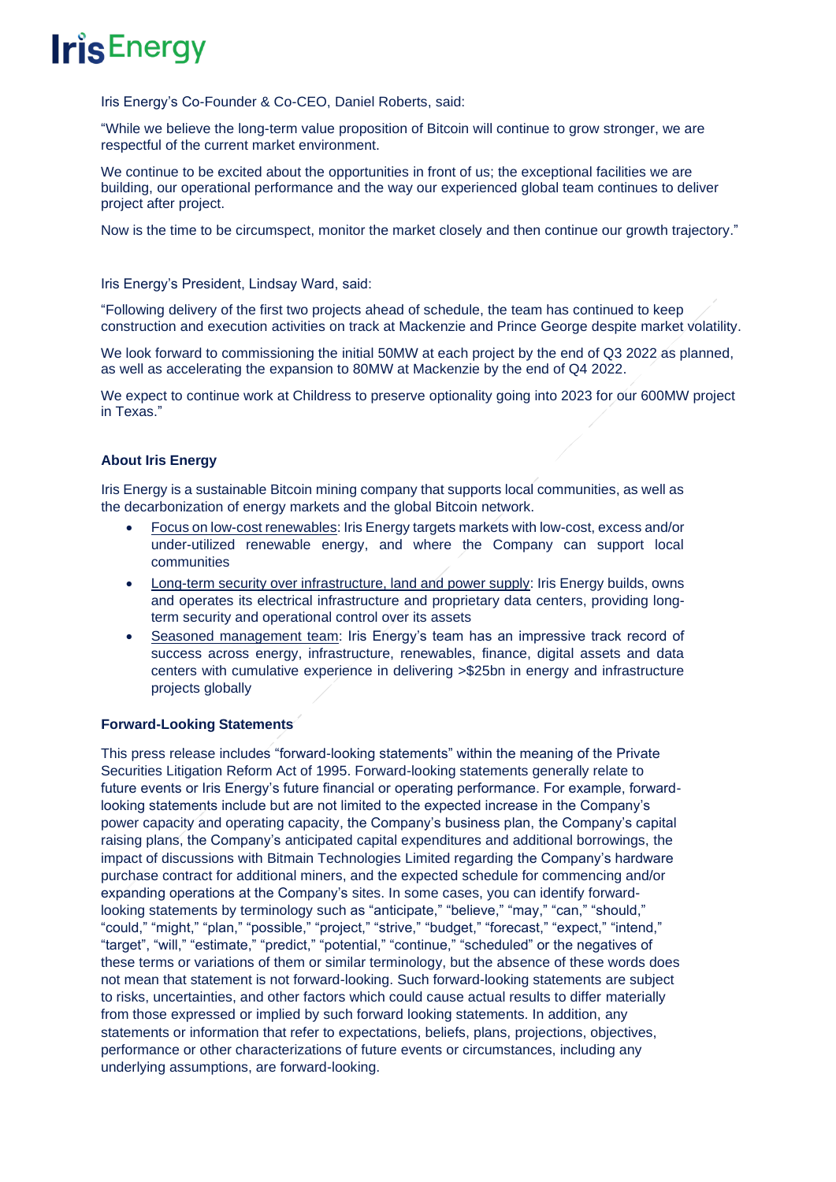Iris Energy's Co-Founder & Co-CEO, Daniel Roberts, said:

"While we believe the long-term value proposition of Bitcoin will continue to grow stronger, we are respectful of the current market environment.

We continue to be excited about the opportunities in front of us; the exceptional facilities we are building, our operational performance and the way our experienced global team continues to deliver project after project.

Now is the time to be circumspect, monitor the market closely and then continue our growth trajectory."

Iris Energy's President, Lindsay Ward, said:

"Following delivery of the first two projects ahead of schedule, the team has continued to keep construction and execution activities on track at Mackenzie and Prince George despite market volatility.

We look forward to commissioning the initial 50MW at each project by the end of Q3 2022 as planned, as well as accelerating the expansion to 80MW at Mackenzie by the end of Q4 2022.

We expect to continue work at Childress to preserve optionality going into 2023 for our 600MW project in Texas."

**About Iris Energy**

Iris Energy is a sustainable Bitcoin mining company that supports local communities, as well as the decarbonization of energy markets and the global Bitcoin network.

- Focus on low-cost renewables: Iris Energy targets markets with low-cost, excess and/or under-utilized renewable energy, and where the Company can support local communities
- Long-term security over infrastructure, land and power supply: Iris Energy builds, owns and operates its electrical infrastructure and proprietary data centers, providing long-term security and operational control over its assets
- Seasoned management team: Iris Energy's team has an impressive track record of success across energy, infrastructure, renewables, finance, digital assets and data centers with cumulative experience in delivering >$25bn in energy and infrastructure projects globally

**Forward-Looking Statements**

This press release includes "forward-looking statements" within the meaning of the Private Securities Litigation Reform Act of 1995. Forward-looking statements generally relate to future events or Iris Energy's future financial or operating performance. For example, forward-looking statements include but are not limited to the expected increase in the Company's power capacity and operating capacity, the Company's business plan, the Company's capital raising plans, the Company's anticipated capital expenditures and additional borrowings, the impact of discussions with Bitmain Technologies Limited regarding the Company's hardware purchase contract for additional miners, and the expected schedule for commencing and/or expanding operations at the Company's sites. In some cases, you can identify forward-looking statements by terminology such as "anticipate," "believe," "may," "can," "should," "could," "might," "plan," "possible," "project," "strive," "budget," "forecast," "expect," "intend," "target", "will," "estimate," "predict," "potential," "continue," "scheduled" or the negatives of these terms or variations of them or similar terminology, but the absence of these words does not mean that statement is not forward-looking. Such forward-looking statements are subject to risks, uncertainties, and other factors which could cause actual results to differ materially from those expressed or implied by such forward looking statements. In addition, any statements or information that refer to expectations, beliefs, plans, projections, objectives, performance or other characterizations of future events or circumstances, including any underlying assumptions, are forward-looking.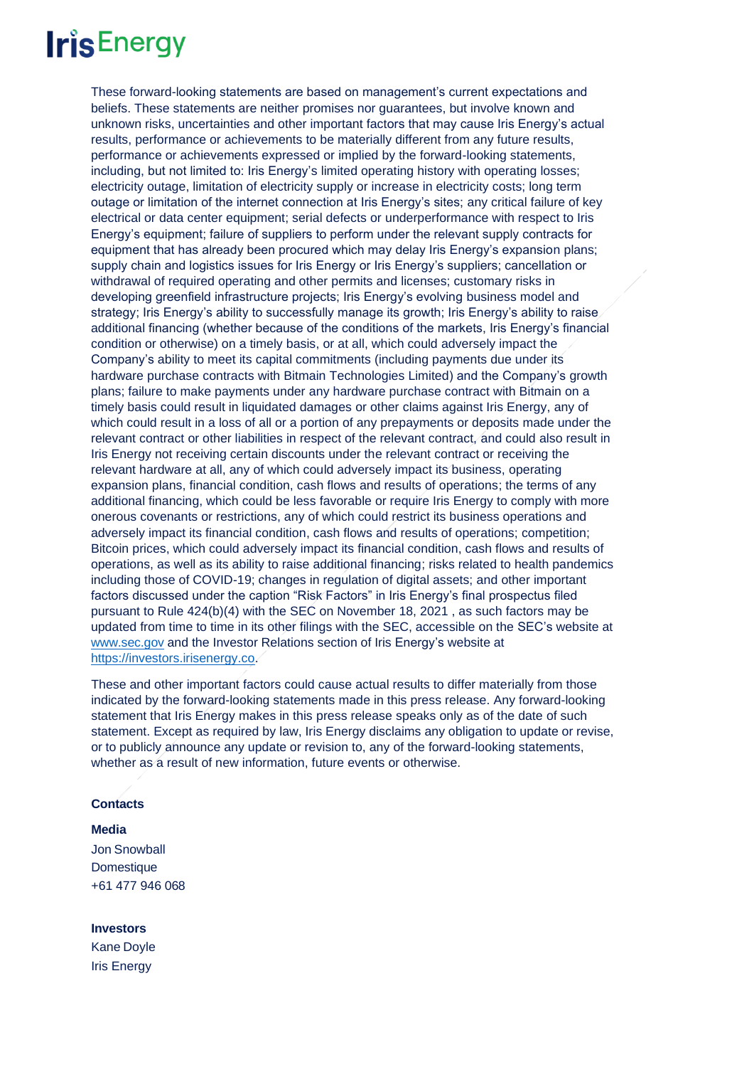These forward-looking statements are based on management's current expectations and beliefs. These statements are neither promises nor guarantees, but involve known and unknown risks, uncertainties and other important factors that may cause Iris Energy's actual results, performance or achievements to be materially different from any future results, performance or achievements expressed or implied by the forward-looking statements, including, but not limited to: Iris Energy's limited operating history with operating losses; electricity outage, limitation of electricity supply or increase in electricity costs; long term outage or limitation of the internet connection at Iris Energy's sites; any critical failure of key electrical or data center equipment; serial defects or underperformance with respect to Iris Energy's equipment; failure of suppliers to perform under the relevant supply contracts for equipment that has already been procured which may delay Iris Energy's expansion plans; supply chain and logistics issues for Iris Energy or Iris Energy's suppliers; cancellation or withdrawal of required operating and other permits and licenses; customary risks in developing greenfield infrastructure projects; Iris Energy's evolving business model and strategy; Iris Energy's ability to successfully manage its growth; Iris Energy's ability to raise additional financing (whether because of the conditions of the markets, Iris Energy's financial condition or otherwise) on a timely basis, or at all, which could adversely impact the Company's ability to meet its capital commitments (including payments due under its hardware purchase contracts with Bitmain Technologies Limited) and the Company's growth plans; failure to make payments under any hardware purchase contract with Bitmain on a timely basis could result in liquidated damages or other claims against Iris Energy, any of which could result in a loss of all or a portion of any prepayments or deposits made under the relevant contract or other liabilities in respect of the relevant contract, and could also result in Iris Energy not receiving certain discounts under the relevant contract or receiving the relevant hardware at all, any of which could adversely impact its business, operating expansion plans, financial condition, cash flows and results of operations; the terms of any additional financing, which could be less favorable or require Iris Energy to comply with more onerous covenants or restrictions, any of which could restrict its business operations and adversely impact its financial condition, cash flows and results of operations; competition; Bitcoin prices, which could adversely impact its financial condition, cash flows and results of operations, as well as its ability to raise additional financing; risks related to health pandemics including those of COVID-19; changes in regulation of digital assets; and other important factors discussed under the caption "Risk Factors" in Iris Energy's final prospectus filed pursuant to Rule 424(b)(4) with the SEC on November 18, 2021 , as such factors may be updated from time to time in its other filings with the SEC, accessible on the SEC's website at www.sec.gov and the Investor Relations section of Iris Energy's website at https://investors.irisenergy.co.

These and other important factors could cause actual results to differ materially from those indicated by the forward-looking statements made in this press release. Any forward-looking statement that Iris Energy makes in this press release speaks only as of the date of such statement. Except as required by law, Iris Energy disclaims any obligation to update or revise, or to publicly announce any update or revision to, any of the forward-looking statements, whether as a result of new information, future events or otherwise.

**Contacts**

**Media**
Jon Snowball
Domestique
+61 477 946 068

**Investors**
Kane Doyle
Iris Energy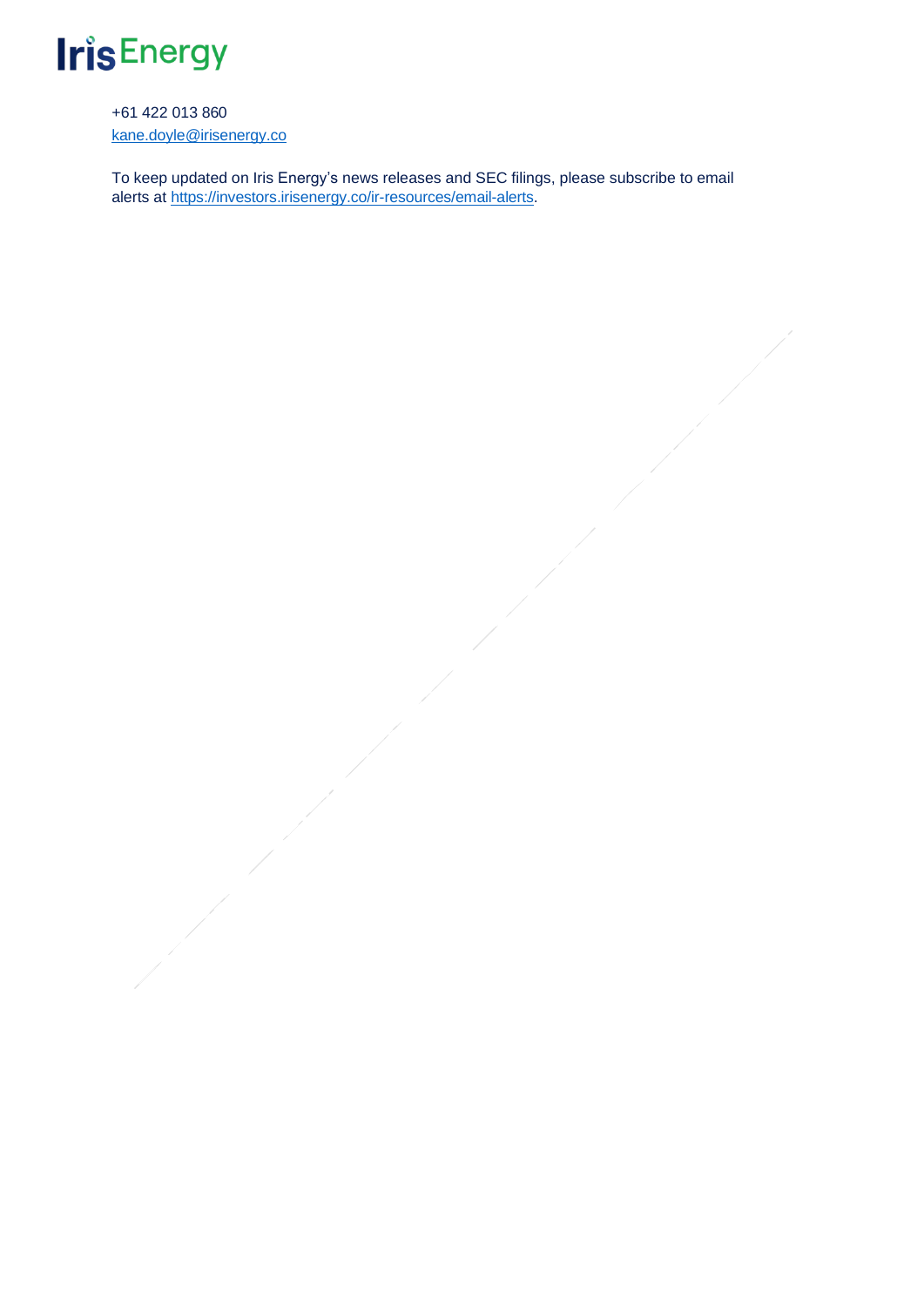+61 422 013 860
kane.doyle@irisenergy.co

To keep updated on Iris Energy's news releases and SEC filings, please subscribe to email alerts at https://investors.irisenergy.co/ir-resources/email-alerts.